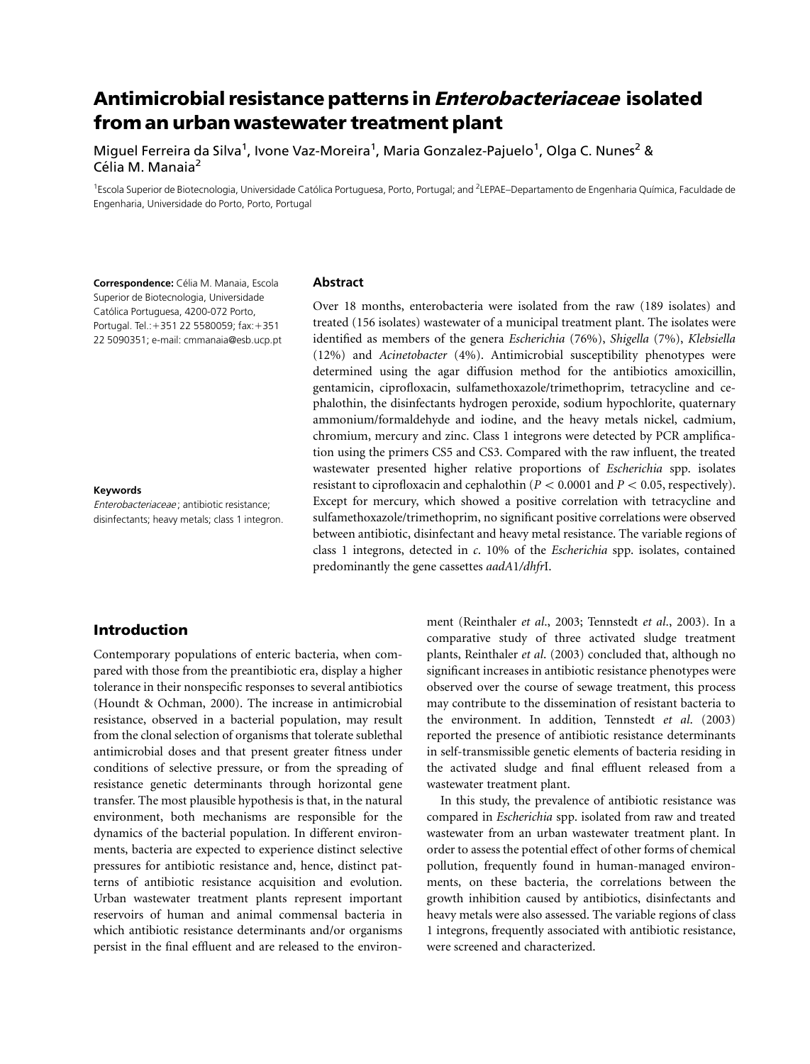# Antimicrobial resistance patterns in *Enterobacteriaceae* isolated from an urban wastewater treatment plant

Miguel Ferreira da Silva[1], Ivone Vaz-Moreira[1], Maria Gonzalez-Pajuelo[1], Olga C. Nunes[2] & Célia M. Manaia[2]

[1]Escola Superior de Biotecnologia, Universidade Católica Portuguesa, Porto, Portugal; and [2]LEPAE–Departamento de Engenharia Química, Faculdade de Engenharia, Universidade do Porto, Porto, Portugal

**Correspondence:** Célia M. Manaia, Escola Superior de Biotecnologia, Universidade Católica Portuguesa, 4200-072 Porto, Portugal. Tel.: +351 22 5580059; fax: +351 22 5090351; e-mail: cmmanaia@esb.ucp.pt

**Keywords**
*Enterobacteriaceae*; antibiotic resistance; disinfectants; heavy metals; class 1 integron.

## Abstract

Over 18 months, enterobacteria were isolated from the raw (189 isolates) and treated (156 isolates) wastewater of a municipal treatment plant. The isolates were identified as members of the genera *Escherichia* (76%), *Shigella* (7%), *Klebsiella* (12%) and *Acinetobacter* (4%). Antimicrobial susceptibility phenotypes were determined using the agar diffusion method for the antibiotics amoxicillin, gentamicin, ciprofloxacin, sulfamethoxazole/trimethoprim, tetracycline and cephalothin, the disinfectants hydrogen peroxide, sodium hypochlorite, quaternary ammonium/formaldehyde and iodine, and the heavy metals nickel, cadmium, chromium, mercury and zinc. Class 1 integrons were detected by PCR amplification using the primers CS5 and CS3. Compared with the raw influent, the treated wastewater presented higher relative proportions of *Escherichia* spp. isolates resistant to ciprofloxacin and cephalothin ($P < 0.0001$ and $P < 0.05$, respectively). Except for mercury, which showed a positive correlation with tetracycline and sulfamethoxazole/trimethoprim, no significant positive correlations were observed between antibiotic, disinfectant and heavy metal resistance. The variable regions of class 1 integrons, detected in *c.* 10% of the *Escherichia* spp. isolates, contained predominantly the gene cassettes *aadA*1/*dhfr*I.

## Introduction

Contemporary populations of enteric bacteria, when compared with those from the preantibiotic era, display a higher tolerance in their nonspecific responses to several antibiotics (Houndt & Ochman, 2000). The increase in antimicrobial resistance, observed in a bacterial population, may result from the clonal selection of organisms that tolerate sublethal antimicrobial doses and that present greater fitness under conditions of selective pressure, or from the spreading of resistance genetic determinants through horizontal gene transfer. The most plausible hypothesis is that, in the natural environment, both mechanisms are responsible for the dynamics of the bacterial population. In different environments, bacteria are expected to experience distinct selective pressures for antibiotic resistance and, hence, distinct patterns of antibiotic resistance acquisition and evolution. Urban wastewater treatment plants represent important reservoirs of human and animal commensal bacteria in which antibiotic resistance determinants and/or organisms persist in the final effluent and are released to the environment (Reinthaler *et al*., 2003; Tennstedt *et al*., 2003). In a comparative study of three activated sludge treatment plants, Reinthaler *et al*. (2003) concluded that, although no significant increases in antibiotic resistance phenotypes were observed over the course of sewage treatment, this process may contribute to the dissemination of resistant bacteria to the environment. In addition, Tennstedt *et al*. (2003) reported the presence of antibiotic resistance determinants in self-transmissible genetic elements of bacteria residing in the activated sludge and final effluent released from a wastewater treatment plant.

In this study, the prevalence of antibiotic resistance was compared in *Escherichia* spp. isolated from raw and treated wastewater from an urban wastewater treatment plant. In order to assess the potential effect of other forms of chemical pollution, frequently found in human-managed environments, on these bacteria, the correlations between the growth inhibition caused by antibiotics, disinfectants and heavy metals were also assessed. The variable regions of class 1 integrons, frequently associated with antibiotic resistance, were screened and characterized.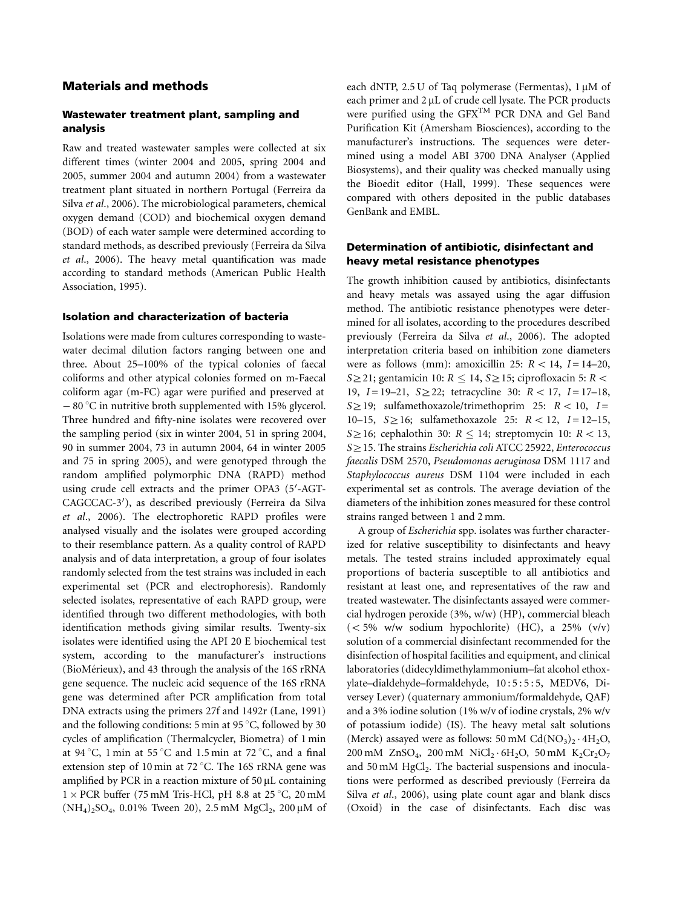## Materials and methods

### Wastewater treatment plant, sampling and analysis

Raw and treated wastewater samples were collected at six different times (winter 2004 and 2005, spring 2004 and 2005, summer 2004 and autumn 2004) from a wastewater treatment plant situated in northern Portugal (Ferreira da Silva *et al*., 2006). The microbiological parameters, chemical oxygen demand (COD) and biochemical oxygen demand (BOD) of each water sample were determined according to standard methods, as described previously (Ferreira da Silva *et al*., 2006). The heavy metal quantification was made according to standard methods (American Public Health Association, 1995).

### Isolation and characterization of bacteria

Isolations were made from cultures corresponding to wastewater decimal dilution factors ranging between one and three. About 25–100% of the typical colonies of faecal coliforms and other atypical colonies formed on m-Faecal coliform agar (m-FC) agar were purified and preserved at $-80\,^{\circ}C$ in nutritive broth supplemented with 15% glycerol. Three hundred and fifty-nine isolates were recovered over the sampling period (six in winter 2004, 51 in spring 2004, 90 in summer 2004, 73 in autumn 2004, 64 in winter 2005 and 75 in spring 2005), and were genotyped through the random amplified polymorphic DNA (RAPD) method using crude cell extracts and the primer OPA3 (5′-AGT-CAGCCAC-3′), as described previously (Ferreira da Silva *et al*., 2006). The electrophoretic RAPD profiles were analysed visually and the isolates were grouped according to their resemblance pattern. As a quality control of RAPD analysis and of data interpretation, a group of four isolates randomly selected from the test strains was included in each experimental set (PCR and electrophoresis). Randomly selected isolates, representative of each RAPD group, were identified through two different methodologies, with both identification methods giving similar results. Twenty-six isolates were identified using the API 20 E biochemical test system, according to the manufacturer's instructions (BioMérieux), and 43 through the analysis of the 16S rRNA gene sequence. The nucleic acid sequence of the 16S rRNA gene was determined after PCR amplification from total DNA extracts using the primers 27f and 1492r (Lane, 1991) and the following conditions: 5 min at 95 °C, followed by 30 cycles of amplification (Thermalcycler, Biometra) of 1 min at 94 °C, 1 min at 55 °C and 1.5 min at 72 °C, and a final extension step of 10 min at 72 °C. The 16S rRNA gene was amplified by PCR in a reaction mixture of 50 μL containing 1 × PCR buffer (75 mM Tris-HCl, pH 8.8 at 25 °C, 20 mM $(NH_4)_2SO_4$, 0.01% Tween 20), 2.5 mM $MgCl_2$, 200 μM of each dNTP, 2.5 U of Taq polymerase (Fermentas), 1 μM of each primer and 2 μL of crude cell lysate. The PCR products were purified using the GFX™ PCR DNA and Gel Band Purification Kit (Amersham Biosciences), according to the manufacturer's instructions. The sequences were determined using a model ABI 3700 DNA Analyser (Applied Biosystems), and their quality was checked manually using the Bioedit editor (Hall, 1999). These sequences were compared with others deposited in the public databases GenBank and EMBL.

### Determination of antibiotic, disinfectant and heavy metal resistance phenotypes

The growth inhibition caused by antibiotics, disinfectants and heavy metals was assayed using the agar diffusion method. The antibiotic resistance phenotypes were determined for all isolates, according to the procedures described previously (Ferreira da Silva *et al*., 2006). The adopted interpretation criteria based on inhibition zone diameters were as follows (mm): amoxicillin 25: $R < 14$, $I = 14–20$, $S \geq 21$; gentamicin 10: $R \leq 14$, $S \geq 15$; ciprofloxacin 5: $R < 19$, $I = 19–21$, $S \geq 22$; tetracycline 30: $R < 17$, $I = 17–18$, $S \geq 19$; sulfamethoxazole/trimethoprim 25: $R < 10$, $I = 10–15$, $S \geq 16$; sulfamethoxazole 25: $R < 12$, $I = 12–15$, $S \geq 16$; cephalothin 30: $R \leq 14$; streptomycin 10: $R < 13$, $S \geq 15$. The strains *Escherichia coli* ATCC 25922, *Enterococcus faecalis* DSM 2570, *Pseudomonas aeruginosa* DSM 1117 and *Staphylococcus aureus* DSM 1104 were included in each experimental set as controls. The average deviation of the diameters of the inhibition zones measured for these control strains ranged between 1 and 2 mm.

A group of *Escherichia* spp. isolates was further characterized for relative susceptibility to disinfectants and heavy metals. The tested strains included approximately equal proportions of bacteria susceptible to all antibiotics and resistant at least one, and representatives of the raw and treated wastewater. The disinfectants assayed were commercial hydrogen peroxide (3%, w/w) (HP), commercial bleach (< 5% w/w sodium hypochlorite) (HC), a 25% (v/v) solution of a commercial disinfectant recommended for the disinfection of hospital facilities and equipment, and clinical laboratories (didecyldimethylammonium–fat alcohol ethoxylate–dialdehyde–formaldehyde, 10 : 5 : 5 : 5, MEDV6, Diversey Lever) (quaternary ammonium/formaldehyde, QAF) and a 3% iodine solution (1% w/v of iodine crystals, 2% w/v of potassium iodide) (IS). The heavy metal salt solutions (Merck) assayed were as follows: 50 mM $Cd(NO_3)_2 \cdot 4H_2O$, 200 mM $ZnSO_4$, 200 mM $NiCl_2 \cdot 6H_2O$, 50 mM $K_2Cr_2O_7$ and 50 mM $HgCl_2$. The bacterial suspensions and inoculations were performed as described previously (Ferreira da Silva *et al*., 2006), using plate count agar and blank discs (Oxoid) in the case of disinfectants. Each disc was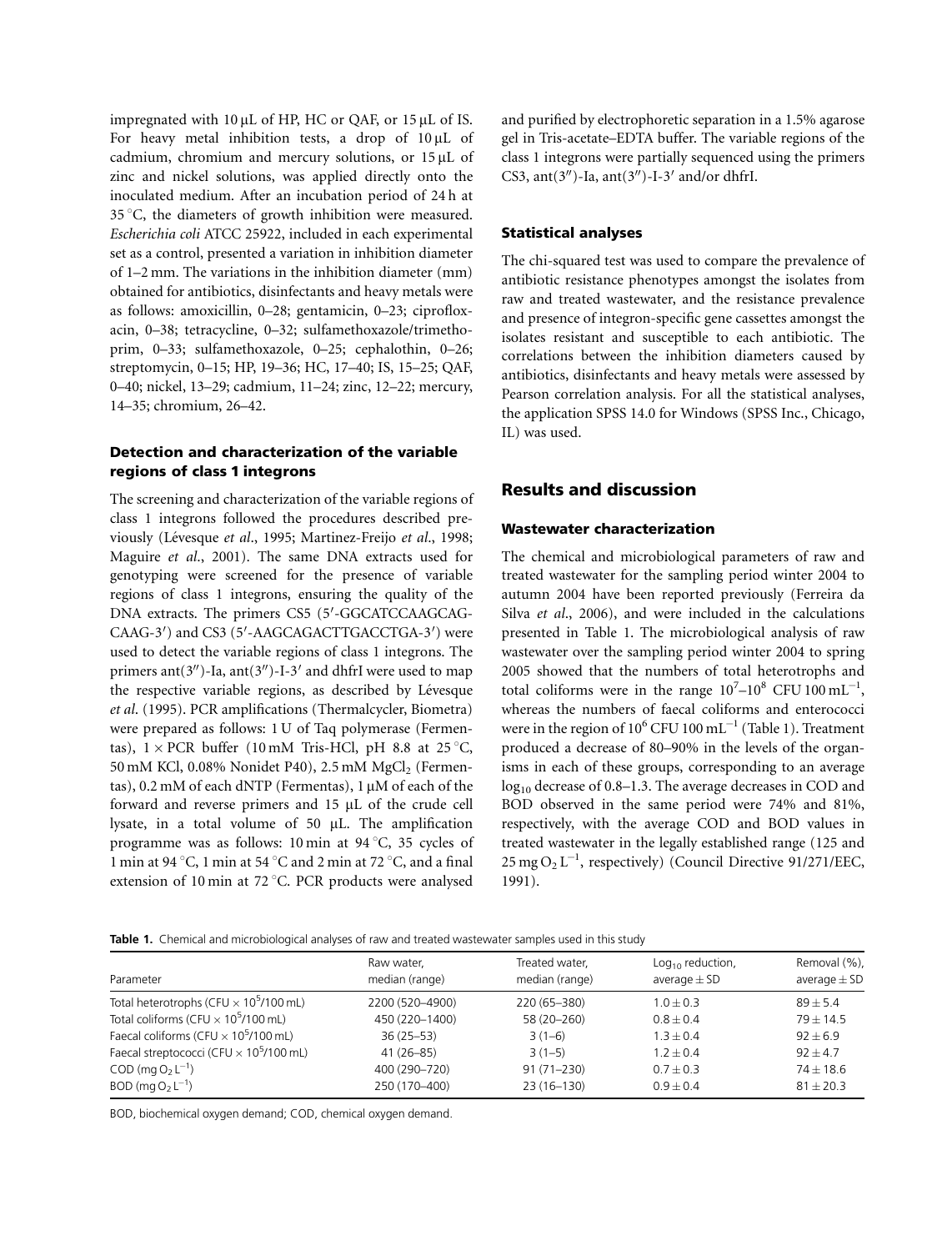impregnated with 10 μL of HP, HC or QAF, or 15 μL of IS. For heavy metal inhibition tests, a drop of 10 μL of cadmium, chromium and mercury solutions, or 15 μL of zinc and nickel solutions, was applied directly onto the inoculated medium. After an incubation period of 24 h at 35 °C, the diameters of growth inhibition were measured. *Escherichia coli* ATCC 25922, included in each experimental set as a control, presented a variation in inhibition diameter of 1–2 mm. The variations in the inhibition diameter (mm) obtained for antibiotics, disinfectants and heavy metals were as follows: amoxicillin, 0–28; gentamicin, 0–23; ciprofloxacin, 0–38; tetracycline, 0–32; sulfamethoxazole/trimethoprim, 0–33; sulfamethoxazole, 0–25; cephalothin, 0–26; streptomycin, 0–15; HP, 19–36; HC, 17–40; IS, 15–25; QAF, 0–40; nickel, 13–29; cadmium, 11–24; zinc, 12–22; mercury, 14–35; chromium, 26–42.

### Detection and characterization of the variable regions of class 1 integrons

The screening and characterization of the variable regions of class 1 integrons followed the procedures described previously (Lévesque *et al*., 1995; Martinez-Freijo *et al*., 1998; Maguire *et al*., 2001). The same DNA extracts used for genotyping were screened for the presence of variable regions of class 1 integrons, ensuring the quality of the DNA extracts. The primers CS5 (5′-GGCATCCAAGCAGCAAG-3′) and CS3 (5′-AAGCAGACTTGACCTGA-3′) were used to detect the variable regions of class 1 integrons. The primers ant(3″)-Ia, ant(3″)-I-3′ and dhfrI were used to map the respective variable regions, as described by Lévesque *et al*. (1995). PCR amplifications (Thermalcycler, Biometra) were prepared as follows: 1 U of Taq polymerase (Fermentas), 1 × PCR buffer (10 mM Tris-HCl, pH 8.8 at 25 °C, 50 mM KCl, 0.08% Nonidet P40), 2.5 mM $MgCl_2$ (Fermentas), 0.2 mM of each dNTP (Fermentas), 1 μM of each of the forward and reverse primers and 15 μL of the crude cell lysate, in a total volume of 50 μL. The amplification programme was as follows: 10 min at 94 °C, 35 cycles of 1 min at 94 °C, 1 min at 54 °C and 2 min at 72 °C, and a final extension of 10 min at 72 °C. PCR products were analysed and purified by electrophoretic separation in a 1.5% agarose gel in Tris-acetate–EDTA buffer. The variable regions of the class 1 integrons were partially sequenced using the primers CS3, ant(3″)-Ia, ant(3″)-I-3′ and/or dhfrI.

### Statistical analyses

The chi-squared test was used to compare the prevalence of antibiotic resistance phenotypes amongst the isolates from raw and treated wastewater, and the resistance prevalence and presence of integron-specific gene cassettes amongst the isolates resistant and susceptible to each antibiotic. The correlations between the inhibition diameters caused by antibiotics, disinfectants and heavy metals were assessed by Pearson correlation analysis. For all the statistical analyses, the application SPSS 14.0 for Windows (SPSS Inc., Chicago, IL) was used.

## Results and discussion

### Wastewater characterization

The chemical and microbiological parameters of raw and treated wastewater for the sampling period winter 2004 to autumn 2004 have been reported previously (Ferreira da Silva *et al*., 2006), and were included in the calculations presented in Table 1. The microbiological analysis of raw wastewater over the sampling period winter 2004 to spring 2005 showed that the numbers of total heterotrophs and total coliforms were in the range $10^7$–$10^8$ CFU 100 $mL^{-1}$, whereas the numbers of faecal coliforms and enterococci were in the region of $10^6$ CFU 100 $mL^{-1}$ (Table 1). Treatment produced a decrease of 80–90% in the levels of the organisms in each of these groups, corresponding to an average $\log_{10}$ decrease of 0.8–1.3. The average decreases in COD and BOD observed in the same period were 74% and 81%, respectively, with the average COD and BOD values in treated wastewater in the legally established range (125 and 25 mg $O_2$ $L^{-1}$, respectively) (Council Directive 91/271/EEC, 1991).

**Table 1.** Chemical and microbiological analyses of raw and treated wastewater samples used in this study

| Parameter | Raw water, median (range) | Treated water, median (range) | $Log_{10}$ reduction, average ± SD | Removal (%), average ± SD |
|---|---|---|---|---|
| Total heterotrophs (CFU × $10^5$/100 mL) | 2200 (520–4900) | 220 (65–380) | 1.0 ± 0.3 | 89 ± 5.4 |
| Total coliforms (CFU × $10^5$/100 mL) | 450 (220–1400) | 58 (20–260) | 0.8 ± 0.4 | 79 ± 14.5 |
| Faecal coliforms (CFU × $10^5$/100 mL) | 36 (25–53) | 3 (1–6) | 1.3 ± 0.4 | 92 ± 6.9 |
| Faecal streptococci (CFU × $10^5$/100 mL) | 41 (26–85) | 3 (1–5) | 1.2 ± 0.4 | 92 ± 4.7 |
| COD (mg $O_2$ $L^{-1}$) | 400 (290–720) | 91 (71–230) | 0.7 ± 0.3 | 74 ± 18.6 |
| BOD (mg $O_2$ $L^{-1}$) | 250 (170–400) | 23 (16–130) | 0.9 ± 0.4 | 81 ± 20.3 |

BOD, biochemical oxygen demand; COD, chemical oxygen demand.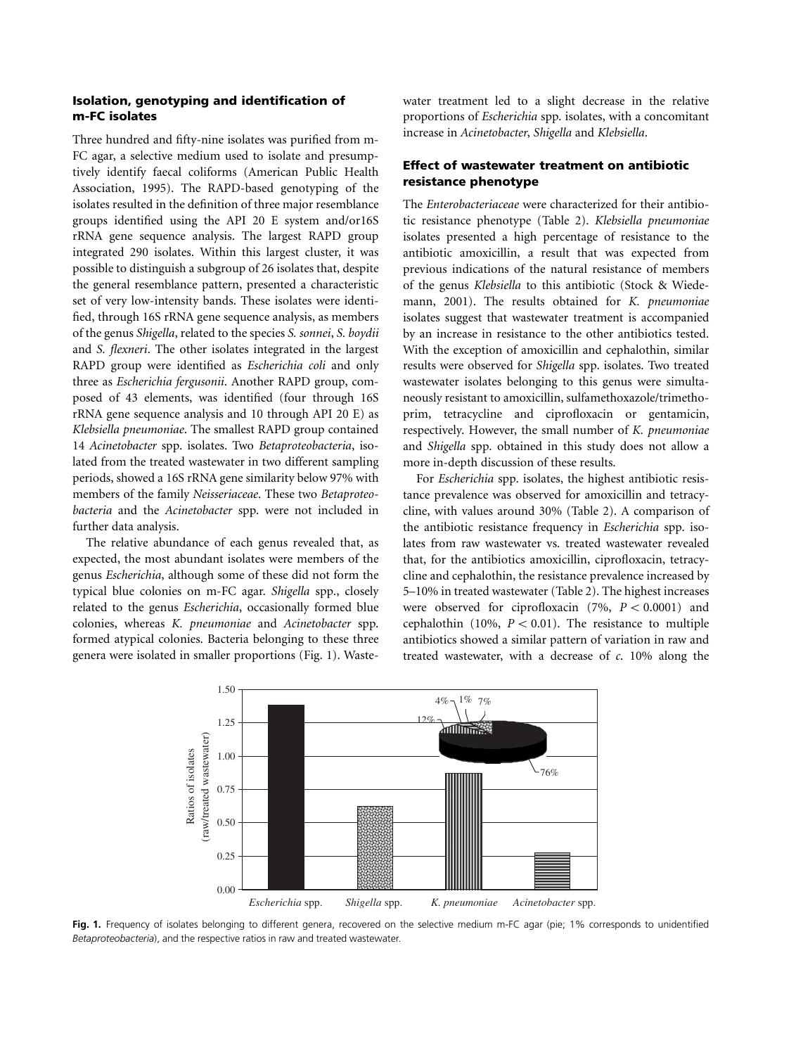### Isolation, genotyping and identification of m-FC isolates

Three hundred and fifty-nine isolates was purified from m-FC agar, a selective medium used to isolate and presumptively identify faecal coliforms (American Public Health Association, 1995). The RAPD-based genotyping of the isolates resulted in the definition of three major resemblance groups identified using the API 20 E system and/or16S rRNA gene sequence analysis. The largest RAPD group integrated 290 isolates. Within this largest cluster, it was possible to distinguish a subgroup of 26 isolates that, despite the general resemblance pattern, presented a characteristic set of very low-intensity bands. These isolates were identified, through 16S rRNA gene sequence analysis, as members of the genus *Shigella*, related to the species *S. sonnei*, *S. boydii* and *S. flexneri*. The other isolates integrated in the largest RAPD group were identified as *Escherichia coli* and only three as *Escherichia fergusonii*. Another RAPD group, composed of 43 elements, was identified (four through 16S rRNA gene sequence analysis and 10 through API 20 E) as *Klebsiella pneumoniae*. The smallest RAPD group contained 14 *Acinetobacter* spp. isolates. Two *Betaproteobacteria*, isolated from the treated wastewater in two different sampling periods, showed a 16S rRNA gene similarity below 97% with members of the family *Neisseriaceae*. These two *Betaproteobacteria* and the *Acinetobacter* spp. were not included in further data analysis.

The relative abundance of each genus revealed that, as expected, the most abundant isolates were members of the genus *Escherichia*, although some of these did not form the typical blue colonies on m-FC agar. *Shigella* spp., closely related to the genus *Escherichia*, occasionally formed blue colonies, whereas *K. pneumoniae* and *Acinetobacter* spp. formed atypical colonies. Bacteria belonging to these three genera were isolated in smaller proportions (Fig. 1). Wastewater treatment led to a slight decrease in the relative proportions of *Escherichia* spp. isolates, with a concomitant increase in *Acinetobacter*, *Shigella* and *Klebsiella*.

### Effect of wastewater treatment on antibiotic resistance phenotype

The *Enterobacteriaceae* were characterized for their antibiotic resistance phenotype (Table 2). *Klebsiella pneumoniae* isolates presented a high percentage of resistance to the antibiotic amoxicillin, a result that was expected from previous indications of the natural resistance of members of the genus *Klebsiella* to this antibiotic (Stock & Wiedemann, 2001). The results obtained for *K. pneumoniae* isolates suggest that wastewater treatment is accompanied by an increase in resistance to the other antibiotics tested. With the exception of amoxicillin and cephalothin, similar results were observed for *Shigella* spp. isolates. Two treated wastewater isolates belonging to this genus were simultaneously resistant to amoxicillin, sulfamethoxazole/trimethoprim, tetracycline and ciprofloxacin or gentamicin, respectively. However, the small number of *K. pneumoniae* and *Shigella* spp. obtained in this study does not allow a more in-depth discussion of these results.

For *Escherichia* spp. isolates, the highest antibiotic resistance prevalence was observed for amoxicillin and tetracycline, with values around 30% (Table 2). A comparison of the antibiotic resistance frequency in *Escherichia* spp. isolates from raw wastewater vs. treated wastewater revealed that, for the antibiotics amoxicillin, ciprofloxacin, tetracycline and cephalothin, the resistance prevalence increased by 5–10% in treated wastewater (Table 2). The highest increases were observed for ciprofloxacin (7%, $P < 0.0001$) and cephalothin (10%, $P < 0.01$). The resistance to multiple antibiotics showed a similar pattern of variation in raw and treated wastewater, with a decrease of *c*. 10% along the

Ratios of isolates (raw/treated wastewater)
1.50
1.25
1.00
0.75
0.50
0.25
0.00
*Escherichia* spp.
*Shigella* spp.
*K. pneumoniae*
*Acinetobacter* spp.
4%
1%
7%
12%
76%

**Fig. 1.** Frequency of isolates belonging to different genera, recovered on the selective medium m-FC agar (pie; 1% corresponds to unidentified *Betaproteobacteria*), and the respective ratios in raw and treated wastewater.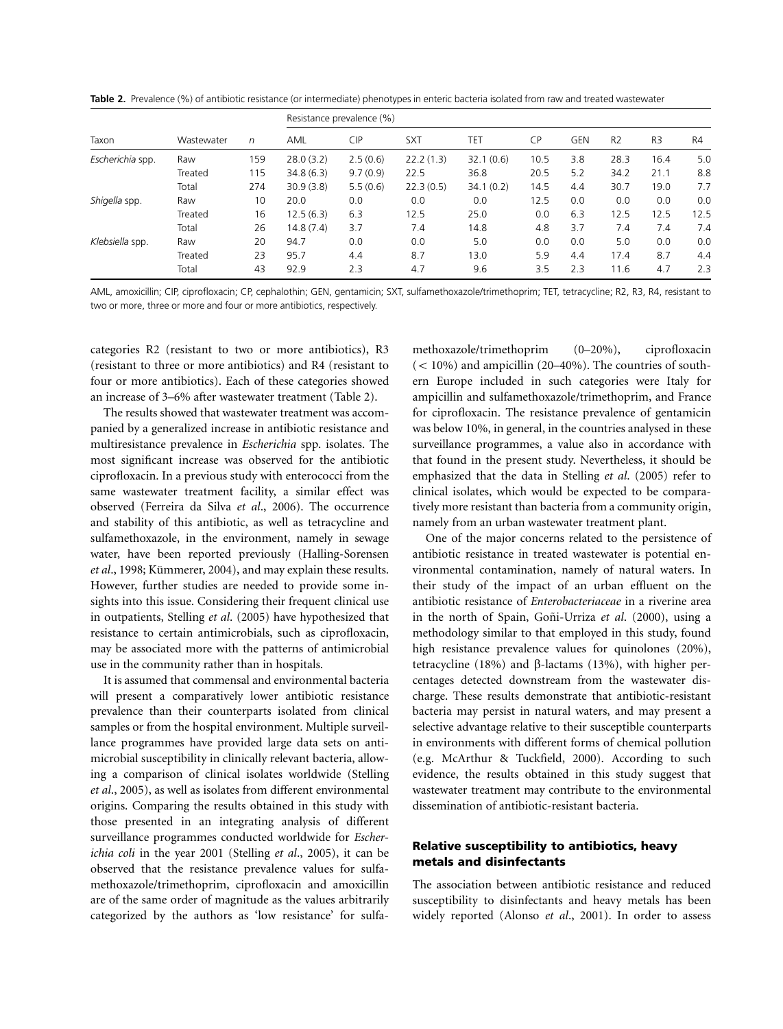**Table 2.** Prevalence (%) of antibiotic resistance (or intermediate) phenotypes in enteric bacteria isolated from raw and treated wastewater

| Taxon | Wastewater | *n* | Resistance prevalence (%) | | | | | | | | |
|---|---|---|---|---|---|---|---|---|---|---|---|
| | | | AML | CIP | SXT | TET | CP | GEN | R2 | R3 | R4 |
| *Escherichia* spp. | Raw | 159 | 28.0 (3.2) | 2.5 (0.6) | 22.2 (1.3) | 32.1 (0.6) | 10.5 | 3.8 | 28.3 | 16.4 | 5.0 |
| | Treated | 115 | 34.8 (6.3) | 9.7 (0.9) | 22.5 | 36.8 | 20.5 | 5.2 | 34.2 | 21.1 | 8.8 |
| | Total | 274 | 30.9 (3.8) | 5.5 (0.6) | 22.3 (0.5) | 34.1 (0.2) | 14.5 | 4.4 | 30.7 | 19.0 | 7.7 |
| *Shigella* spp. | Raw | 10 | 20.0 | 0.0 | 0.0 | 0.0 | 12.5 | 0.0 | 0.0 | 0.0 | 0.0 |
| | Treated | 16 | 12.5 (6.3) | 6.3 | 12.5 | 25.0 | 0.0 | 6.3 | 12.5 | 12.5 | 12.5 |
| | Total | 26 | 14.8 (7.4) | 3.7 | 7.4 | 14.8 | 4.8 | 3.7 | 7.4 | 7.4 | 7.4 |
| *Klebsiella* spp. | Raw | 20 | 94.7 | 0.0 | 0.0 | 5.0 | 0.0 | 0.0 | 5.0 | 0.0 | 0.0 |
| | Treated | 23 | 95.7 | 4.4 | 8.7 | 13.0 | 5.9 | 4.4 | 17.4 | 8.7 | 4.4 |
| | Total | 43 | 92.9 | 2.3 | 4.7 | 9.6 | 3.5 | 2.3 | 11.6 | 4.7 | 2.3 |

AML, amoxicillin; CIP, ciprofloxacin; CP, cephalothin; GEN, gentamicin; SXT, sulfamethoxazole/trimethoprim; TET, tetracycline; R2, R3, R4, resistant to two or more, three or more and four or more antibiotics, respectively.

categories R2 (resistant to two or more antibiotics), R3 (resistant to three or more antibiotics) and R4 (resistant to four or more antibiotics). Each of these categories showed an increase of 3–6% after wastewater treatment (Table 2).

The results showed that wastewater treatment was accompanied by a generalized increase in antibiotic resistance and multiresistance prevalence in *Escherichia* spp. isolates. The most significant increase was observed for the antibiotic ciprofloxacin. In a previous study with enterococci from the same wastewater treatment facility, a similar effect was observed (Ferreira da Silva *et al*., 2006). The occurrence and stability of this antibiotic, as well as tetracycline and sulfamethoxazole, in the environment, namely in sewage water, have been reported previously (Halling-Sorensen *et al*., 1998; Kümmerer, 2004), and may explain these results. However, further studies are needed to provide some insights into this issue. Considering their frequent clinical use in outpatients, Stelling *et al*. (2005) have hypothesized that resistance to certain antimicrobials, such as ciprofloxacin, may be associated more with the patterns of antimicrobial use in the community rather than in hospitals.

It is assumed that commensal and environmental bacteria will present a comparatively lower antibiotic resistance prevalence than their counterparts isolated from clinical samples or from the hospital environment. Multiple surveillance programmes have provided large data sets on antimicrobial susceptibility in clinically relevant bacteria, allowing a comparison of clinical isolates worldwide (Stelling *et al*., 2005), as well as isolates from different environmental origins. Comparing the results obtained in this study with those presented in an integrating analysis of different surveillance programmes conducted worldwide for *Escherichia coli* in the year 2001 (Stelling *et al*., 2005), it can be observed that the resistance prevalence values for sulfamethoxazole/trimethoprim, ciprofloxacin and amoxicillin are of the same order of magnitude as the values arbitrarily categorized by the authors as 'low resistance' for sulfamethoxazole/trimethoprim (0–20%), ciprofloxacin (< 10%) and ampicillin (20–40%). The countries of southern Europe included in such categories were Italy for ampicillin and sulfamethoxazole/trimethoprim, and France for ciprofloxacin. The resistance prevalence of gentamicin was below 10%, in general, in the countries analysed in these surveillance programmes, a value also in accordance with that found in the present study. Nevertheless, it should be emphasized that the data in Stelling *et al*. (2005) refer to clinical isolates, which would be expected to be comparatively more resistant than bacteria from a community origin, namely from an urban wastewater treatment plant.

One of the major concerns related to the persistence of antibiotic resistance in treated wastewater is potential environmental contamination, namely of natural waters. In their study of the impact of an urban effluent on the antibiotic resistance of *Enterobacteriaceae* in a riverine area in the north of Spain, Goñi-Urriza *et al*. (2000), using a methodology similar to that employed in this study, found high resistance prevalence values for quinolones (20%), tetracycline (18%) and β-lactams (13%), with higher percentages detected downstream from the wastewater discharge. These results demonstrate that antibiotic-resistant bacteria may persist in natural waters, and may present a selective advantage relative to their susceptible counterparts in environments with different forms of chemical pollution (e.g. McArthur & Tuckfield, 2000). According to such evidence, the results obtained in this study suggest that wastewater treatment may contribute to the environmental dissemination of antibiotic-resistant bacteria.

## Relative susceptibility to antibiotics, heavy metals and disinfectants

The association between antibiotic resistance and reduced susceptibility to disinfectants and heavy metals has been widely reported (Alonso *et al*., 2001). In order to assess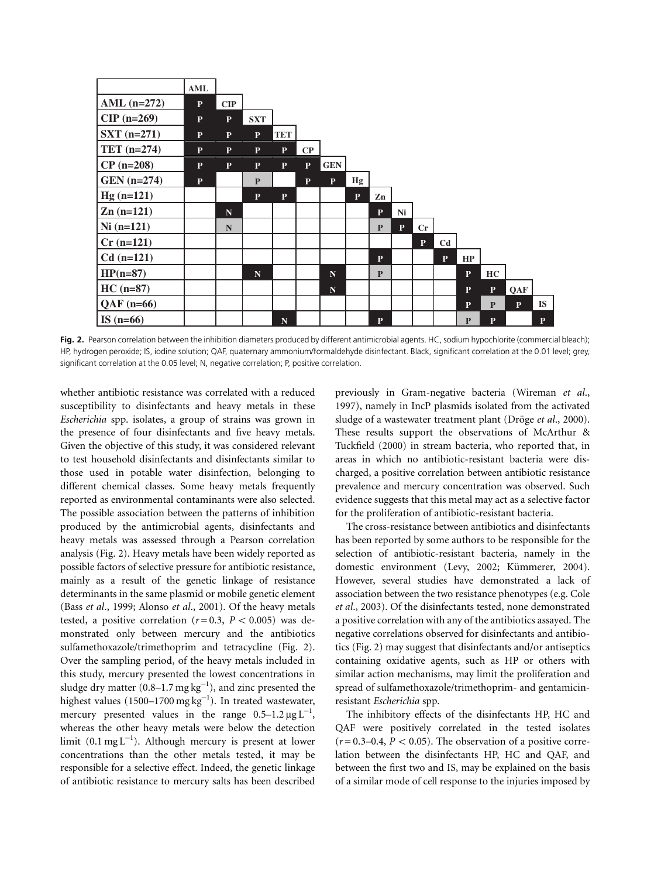| | AML | CIP | SXT | TET | CP | GEN | Hg | Zn | Ni | Cr | Cd | HP | HC | QAF | IS |
|---|---|---|---|---|---|---|---|---|---|---|---|---|---|---|---|
| AML (n=272) | P | | | | | | | | | | | | | | |
| CIP (n=269) | P | P | | | | | | | | | | | | | |
| SXT (n=271) | P | P | P | | | | | | | | | | | | |
| TET (n=274) | P | P | P | P | | | | | | | | | | | |
| CP (n=208) | P | P | P | P | P | | | | | | | | | | |
| GEN (n=274) | P | | P | | P | P | | | | | | | | | |
| Hg (n=121) | | | P | P | | | P | | | | | | | | |
| Zn (n=121) | | N | | | | | | P | | | | | | | |
| Ni (n=121) | | N | | | | | | P | P | | | | | | |
| Cr (n=121) | | | | | | | | | | P | | | | | |
| Cd (n=121) | | | | | | | | P | | | P | | | | |
| HP(n=87) | | | N | | | N | | P | | | | P | | | |
| HC (n=87) | | | | | | N | | | | | | P | P | | |
| QAF (n=66) | | | | | | | | | | | | P | P | P | |
| IS (n=66) | | | | N | | | | P | | | | P | P | | P |

**Fig. 2.** Pearson correlation between the inhibition diameters produced by different antimicrobial agents. HC, sodium hypochlorite (commercial bleach); HP, hydrogen peroxide; IS, iodine solution; QAF, quaternary ammonium/formaldehyde disinfectant. Black, significant correlation at the 0.01 level; grey, significant correlation at the 0.05 level; N, negative correlation; P, positive correlation.

whether antibiotic resistance was correlated with a reduced susceptibility to disinfectants and heavy metals in these *Escherichia* spp. isolates, a group of strains was grown in the presence of four disinfectants and five heavy metals. Given the objective of this study, it was considered relevant to test household disinfectants and disinfectants similar to those used in potable water disinfection, belonging to different chemical classes. Some heavy metals frequently reported as environmental contaminants were also selected. The possible association between the patterns of inhibition produced by the antimicrobial agents, disinfectants and heavy metals was assessed through a Pearson correlation analysis (Fig. 2). Heavy metals have been widely reported as possible factors of selective pressure for antibiotic resistance, mainly as a result of the genetic linkage of resistance determinants in the same plasmid or mobile genetic element (Bass *et al*., 1999; Alonso *et al*., 2001). Of the heavy metals tested, a positive correlation ($r = 0.3$, $P < 0.005$) was demonstrated only between mercury and the antibiotics sulfamethoxazole/trimethoprim and tetracycline (Fig. 2). Over the sampling period, of the heavy metals included in this study, mercury presented the lowest concentrations in sludge dry matter (0.8–1.7 mg $kg^{-1}$), and zinc presented the highest values (1500–1700 mg $kg^{-1}$). In treated wastewater, mercury presented values in the range 0.5–1.2 μg $L^{-1}$, whereas the other heavy metals were below the detection limit (0.1 mg $L^{-1}$). Although mercury is present at lower concentrations than the other metals tested, it may be responsible for a selective effect. Indeed, the genetic linkage of antibiotic resistance to mercury salts has been described previously in Gram-negative bacteria (Wireman *et al*., 1997), namely in IncP plasmids isolated from the activated sludge of a wastewater treatment plant (Dröge *et al*., 2000). These results support the observations of McArthur & Tuckfield (2000) in stream bacteria, who reported that, in areas in which no antibiotic-resistant bacteria were discharged, a positive correlation between antibiotic resistance prevalence and mercury concentration was observed. Such evidence suggests that this metal may act as a selective factor for the proliferation of antibiotic-resistant bacteria.

The cross-resistance between antibiotics and disinfectants has been reported by some authors to be responsible for the selection of antibiotic-resistant bacteria, namely in the domestic environment (Levy, 2002; Kümmerer, 2004). However, several studies have demonstrated a lack of association between the two resistance phenotypes (e.g. Cole *et al*., 2003). Of the disinfectants tested, none demonstrated a positive correlation with any of the antibiotics assayed. The negative correlations observed for disinfectants and antibiotics (Fig. 2) may suggest that disinfectants and/or antiseptics containing oxidative agents, such as HP or others with similar action mechanisms, may limit the proliferation and spread of sulfamethoxazole/trimethoprim- and gentamicin-resistant *Escherichia* spp.

The inhibitory effects of the disinfectants HP, HC and QAF were positively correlated in the tested isolates ($r = 0.3$–$0.4$, $P < 0.05$). The observation of a positive correlation between the disinfectants HP, HC and QAF, and between the first two and IS, may be explained on the basis of a similar mode of cell response to the injuries imposed by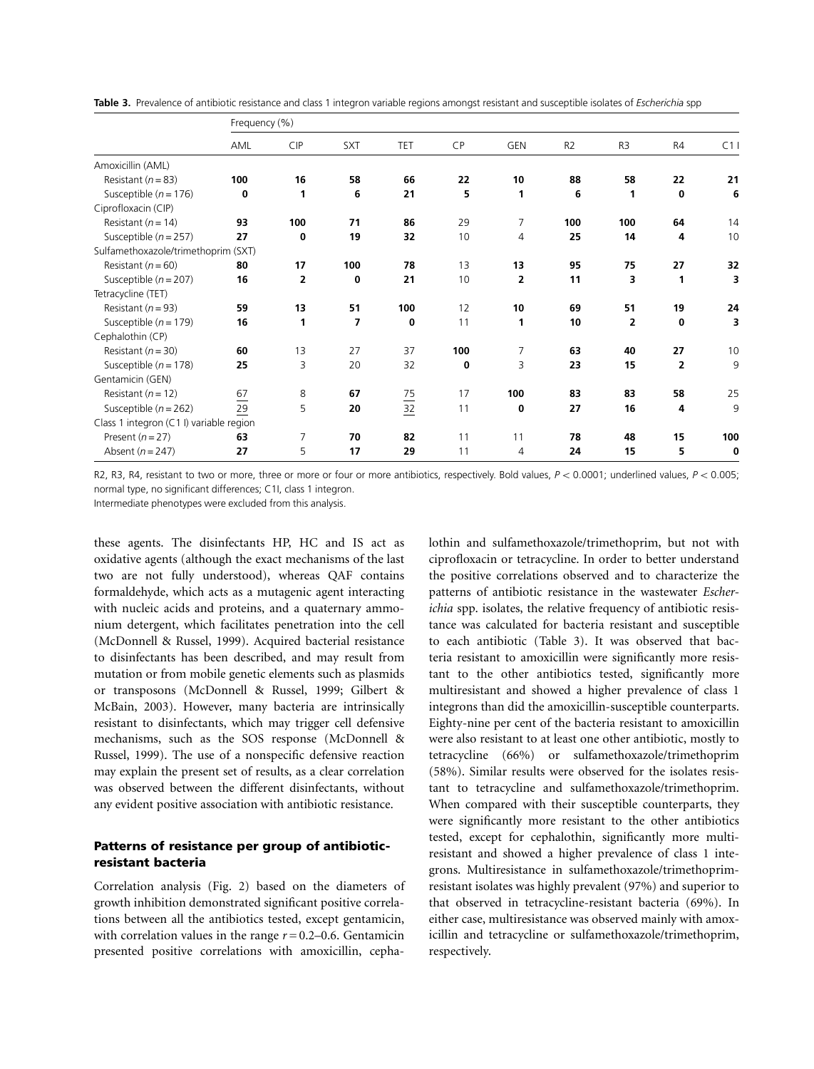**Table 3.** Prevalence of antibiotic resistance and class 1 integron variable regions amongst resistant and susceptible isolates of *Escherichia* spp

| | Frequency (%) | | | | | | | | | |
|---|---|---|---|---|---|---|---|---|---|---|
| | AML | CIP | SXT | TET | CP | GEN | R2 | R3 | R4 | C1 I |
| Amoxicillin (AML) | | | | | | | | | | |
| Resistant ($n = 83$) | **100** | **16** | **58** | **66** | **22** | **10** | **88** | **58** | **22** | **21** |
| Susceptible ($n = 176$) | **0** | **1** | **6** | **21** | **5** | **1** | **6** | **1** | **0** | **6** |
| Ciprofloxacin (CIP) | | | | | | | | | | |
| Resistant ($n = 14$) | **93** | **100** | **71** | **86** | 29 | 7 | **100** | **100** | **64** | 14 |
| Susceptible ($n = 257$) | **27** | **0** | **19** | **32** | 10 | 4 | **25** | **14** | **4** | 10 |
| Sulfamethoxazole/trimethoprim (SXT) | | | | | | | | | | |
| Resistant ($n = 60$) | **80** | **17** | **100** | **78** | 13 | **13** | **95** | **75** | **27** | **32** |
| Susceptible ($n = 207$) | **16** | **2** | **0** | **21** | 10 | **2** | **11** | **3** | **1** | **3** |
| Tetracycline (TET) | | | | | | | | | | |
| Resistant ($n = 93$) | **59** | **13** | **51** | **100** | 12 | **10** | **69** | **51** | **19** | **24** |
| Susceptible ($n = 179$) | **16** | **1** | **7** | **0** | 11 | **1** | **10** | **2** | **0** | **3** |
| Cephalothin (CP) | | | | | | | | | | |
| Resistant ($n = 30$) | **60** | 13 | 27 | 37 | **100** | 7 | **63** | **40** | **27** | 10 |
| Susceptible ($n = 178$) | **25** | 3 | 20 | 32 | **0** | 3 | **23** | **15** | **2** | 9 |
| Gentamicin (GEN) | | | | | | | | | | |
| Resistant ($n = 12$) | <u>67</u> | 8 | **67** | <u>75</u> | 17 | **100** | **83** | **83** | **58** | 25 |
| Susceptible ($n = 262$) | <u>29</u> | 5 | **20** | <u>32</u> | 11 | **0** | **27** | **16** | **4** | 9 |
| Class 1 integron (C1 I) variable region | | | | | | | | | | |
| Present ($n = 27$) | **63** | 7 | **70** | **82** | 11 | 11 | **78** | **48** | **15** | **100** |
| Absent ($n = 247$) | **27** | 5 | **17** | **29** | 11 | 4 | **24** | **15** | **5** | **0** |

R2, R3, R4, resistant to two or more, three or more or four or more antibiotics, respectively. Bold values, $P < 0.0001$; underlined values, $P < 0.005$; normal type, no significant differences; C1I, class 1 integron.
Intermediate phenotypes were excluded from this analysis.

these agents. The disinfectants HP, HC and IS act as oxidative agents (although the exact mechanisms of the last two are not fully understood), whereas QAF contains formaldehyde, which acts as a mutagenic agent interacting with nucleic acids and proteins, and a quaternary ammonium detergent, which facilitates penetration into the cell (McDonnell & Russel, 1999). Acquired bacterial resistance to disinfectants has been described, and may result from mutation or from mobile genetic elements such as plasmids or transposons (McDonnell & Russel, 1999; Gilbert & McBain, 2003). However, many bacteria are intrinsically resistant to disinfectants, which may trigger cell defensive mechanisms, such as the SOS response (McDonnell & Russel, 1999). The use of a nonspecific defensive reaction may explain the present set of results, as a clear correlation was observed between the different disinfectants, without any evident positive association with antibiotic resistance.

### Patterns of resistance per group of antibiotic-resistant bacteria

Correlation analysis (Fig. 2) based on the diameters of growth inhibition demonstrated significant positive correlations between all the antibiotics tested, except gentamicin, with correlation values in the range $r = 0.2$–$0.6$. Gentamicin presented positive correlations with amoxicillin, cephalothin and sulfamethoxazole/trimethoprim, but not with ciprofloxacin or tetracycline. In order to better understand the positive correlations observed and to characterize the patterns of antibiotic resistance in the wastewater *Escherichia* spp. isolates, the relative frequency of antibiotic resistance was calculated for bacteria resistant and susceptible to each antibiotic (Table 3). It was observed that bacteria resistant to amoxicillin were significantly more resistant to the other antibiotics tested, significantly more multiresistant and showed a higher prevalence of class 1 integrons than did the amoxicillin-susceptible counterparts. Eighty-nine per cent of the bacteria resistant to amoxicillin were also resistant to at least one other antibiotic, mostly to tetracycline (66%) or sulfamethoxazole/trimethoprim (58%). Similar results were observed for the isolates resistant to tetracycline and sulfamethoxazole/trimethoprim. When compared with their susceptible counterparts, they were significantly more resistant to the other antibiotics tested, except for cephalothin, significantly more multiresistant and showed a higher prevalence of class 1 integrons. Multiresistance in sulfamethoxazole/trimethoprim-resistant isolates was highly prevalent (97%) and superior to that observed in tetracycline-resistant bacteria (69%). In either case, multiresistance was observed mainly with amoxicillin and tetracycline or sulfamethoxazole/trimethoprim, respectively.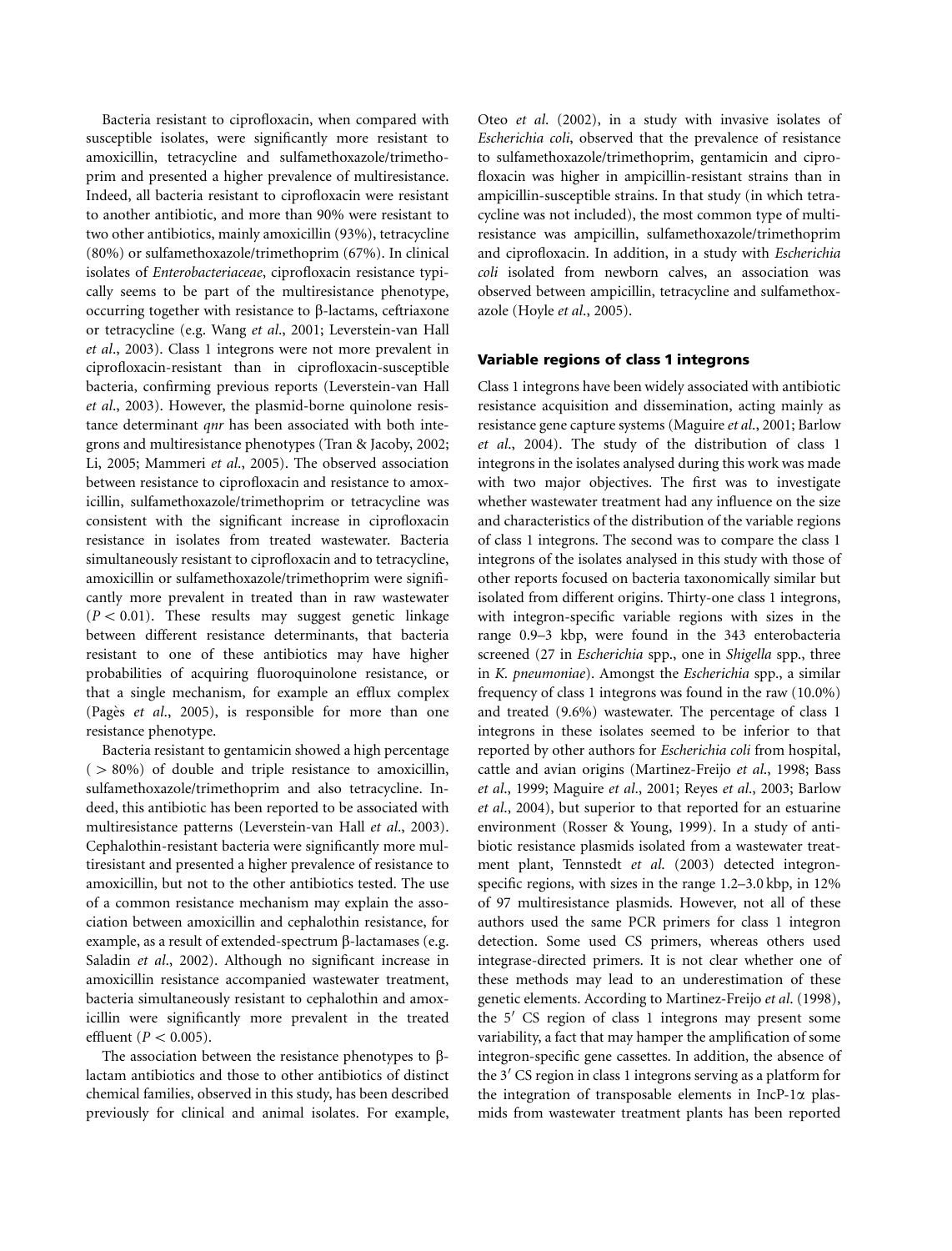Bacteria resistant to ciprofloxacin, when compared with susceptible isolates, were significantly more resistant to amoxicillin, tetracycline and sulfamethoxazole/trimethoprim and presented a higher prevalence of multiresistance. Indeed, all bacteria resistant to ciprofloxacin were resistant to another antibiotic, and more than 90% were resistant to two other antibiotics, mainly amoxicillin (93%), tetracycline (80%) or sulfamethoxazole/trimethoprim (67%). In clinical isolates of *Enterobacteriaceae*, ciprofloxacin resistance typically seems to be part of the multiresistance phenotype, occurring together with resistance to β-lactams, ceftriaxone or tetracycline (e.g. Wang *et al*., 2001; Leverstein-van Hall *et al*., 2003). Class 1 integrons were not more prevalent in ciprofloxacin-resistant than in ciprofloxacin-susceptible bacteria, confirming previous reports (Leverstein-van Hall *et al*., 2003). However, the plasmid-borne quinolone resistance determinant *qnr* has been associated with both integrons and multiresistance phenotypes (Tran & Jacoby, 2002; Li, 2005; Mammeri *et al*., 2005). The observed association between resistance to ciprofloxacin and resistance to amoxicillin, sulfamethoxazole/trimethoprim or tetracycline was consistent with the significant increase in ciprofloxacin resistance in isolates from treated wastewater. Bacteria simultaneously resistant to ciprofloxacin and to tetracycline, amoxicillin or sulfamethoxazole/trimethoprim were significantly more prevalent in treated than in raw wastewater ($P < 0.01$). These results may suggest genetic linkage between different resistance determinants, that bacteria resistant to one of these antibiotics may have higher probabilities of acquiring fluoroquinolone resistance, or that a single mechanism, for example an efflux complex (Pagès *et al*., 2005), is responsible for more than one resistance phenotype.

Bacteria resistant to gentamicin showed a high percentage ( > 80%) of double and triple resistance to amoxicillin, sulfamethoxazole/trimethoprim and also tetracycline. Indeed, this antibiotic has been reported to be associated with multiresistance patterns (Leverstein-van Hall *et al*., 2003). Cephalothin-resistant bacteria were significantly more multiresistant and presented a higher prevalence of resistance to amoxicillin, but not to the other antibiotics tested. The use of a common resistance mechanism may explain the association between amoxicillin and cephalothin resistance, for example, as a result of extended-spectrum β-lactamases (e.g. Saladin *et al*., 2002). Although no significant increase in amoxicillin resistance accompanied wastewater treatment, bacteria simultaneously resistant to cephalothin and amoxicillin were significantly more prevalent in the treated effluent ($P < 0.005$).

The association between the resistance phenotypes to β-lactam antibiotics and those to other antibiotics of distinct chemical families, observed in this study, has been described previously for clinical and animal isolates. For example, Oteo *et al*. (2002), in a study with invasive isolates of *Escherichia coli*, observed that the prevalence of resistance to sulfamethoxazole/trimethoprim, gentamicin and ciprofloxacin was higher in ampicillin-resistant strains than in ampicillin-susceptible strains. In that study (in which tetracycline was not included), the most common type of multiresistance was ampicillin, sulfamethoxazole/trimethoprim and ciprofloxacin. In addition, in a study with *Escherichia coli* isolated from newborn calves, an association was observed between ampicillin, tetracycline and sulfamethoxazole (Hoyle *et al*., 2005).

### Variable regions of class 1 integrons

Class 1 integrons have been widely associated with antibiotic resistance acquisition and dissemination, acting mainly as resistance gene capture systems (Maguire *et al*., 2001; Barlow *et al*., 2004). The study of the distribution of class 1 integrons in the isolates analysed during this work was made with two major objectives. The first was to investigate whether wastewater treatment had any influence on the size and characteristics of the distribution of the variable regions of class 1 integrons. The second was to compare the class 1 integrons of the isolates analysed in this study with those of other reports focused on bacteria taxonomically similar but isolated from different origins. Thirty-one class 1 integrons, with integron-specific variable regions with sizes in the range 0.9–3 kbp, were found in the 343 enterobacteria screened (27 in *Escherichia* spp., one in *Shigella* spp., three in *K. pneumoniae*). Amongst the *Escherichia* spp., a similar frequency of class 1 integrons was found in the raw (10.0%) and treated (9.6%) wastewater. The percentage of class 1 integrons in these isolates seemed to be inferior to that reported by other authors for *Escherichia coli* from hospital, cattle and avian origins (Martinez-Freijo *et al*., 1998; Bass *et al*., 1999; Maguire *et al*., 2001; Reyes *et al*., 2003; Barlow *et al*., 2004), but superior to that reported for an estuarine environment (Rosser & Young, 1999). In a study of antibiotic resistance plasmids isolated from a wastewater treatment plant, Tennstedt *et al*. (2003) detected integron-specific regions, with sizes in the range 1.2–3.0 kbp, in 12% of 97 multiresistance plasmids. However, not all of these authors used the same PCR primers for class 1 integron detection. Some used CS primers, whereas others used integrase-directed primers. It is not clear whether one of these methods may lead to an underestimation of these genetic elements. According to Martinez-Freijo *et al*. (1998), the 5′ CS region of class 1 integrons may present some variability, a fact that may hamper the amplification of some integron-specific gene cassettes. In addition, the absence of the 3′ CS region in class 1 integrons serving as a platform for the integration of transposable elements in IncP-1α plasmids from wastewater treatment plants has been reported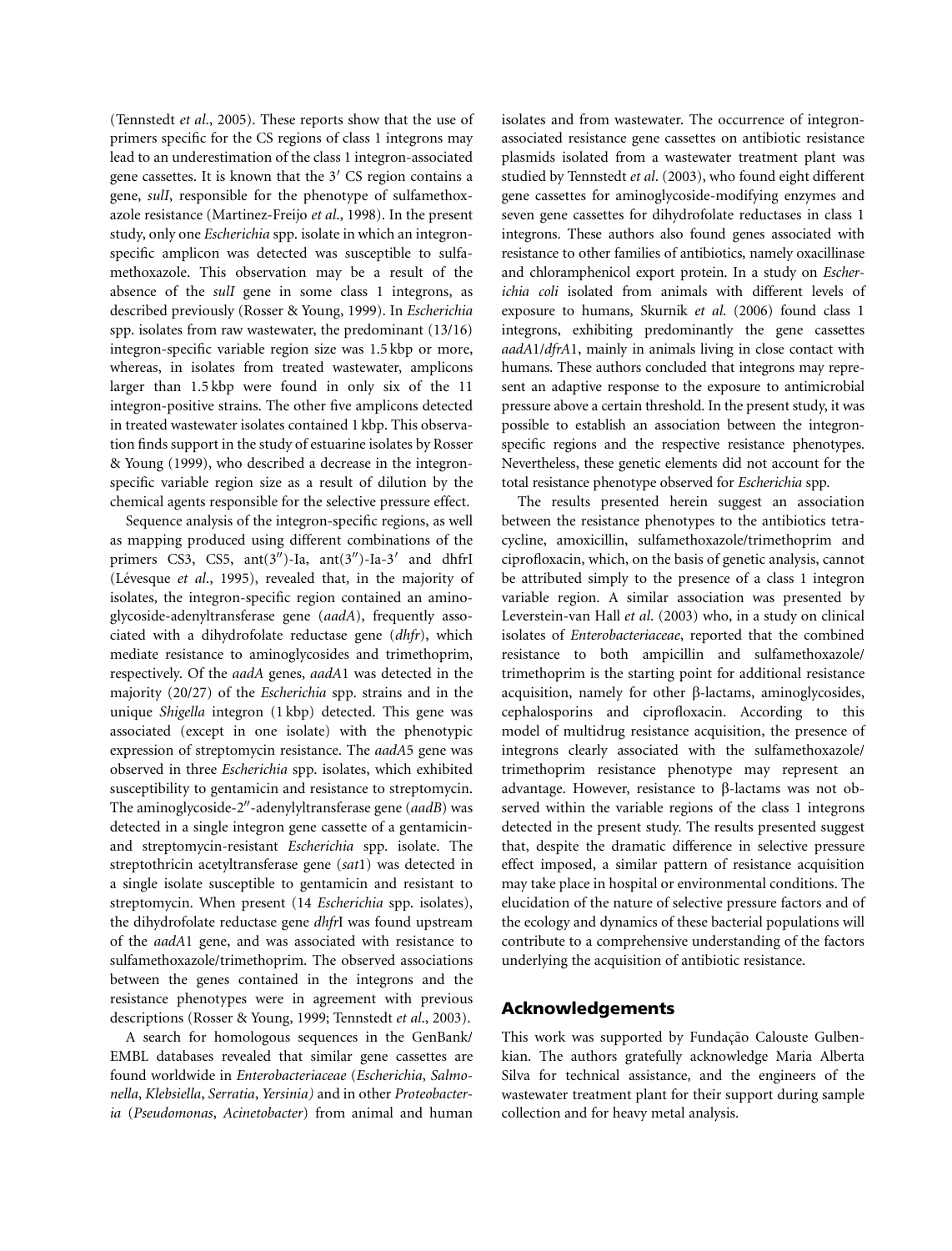(Tennstedt *et al*., 2005). These reports show that the use of primers specific for the CS regions of class 1 integrons may lead to an underestimation of the class 1 integron-associated gene cassettes. It is known that the 3′ CS region contains a gene, *sulI*, responsible for the phenotype of sulfamethoxazole resistance (Martinez-Freijo *et al*., 1998). In the present study, only one *Escherichia* spp. isolate in which an integron-specific amplicon was detected was susceptible to sulfamethoxazole. This observation may be a result of the absence of the *sulI* gene in some class 1 integrons, as described previously (Rosser & Young, 1999). In *Escherichia* spp. isolates from raw wastewater, the predominant (13/16) integron-specific variable region size was 1.5 kbp or more, whereas, in isolates from treated wastewater, amplicons larger than 1.5 kbp were found in only six of the 11 integron-positive strains. The other five amplicons detected in treated wastewater isolates contained 1 kbp. This observation finds support in the study of estuarine isolates by Rosser & Young (1999), who described a decrease in the integron-specific variable region size as a result of dilution by the chemical agents responsible for the selective pressure effect.

Sequence analysis of the integron-specific regions, as well as mapping produced using different combinations of the primers CS3, CS5, ant(3″)-Ia, ant(3″)-Ia-3′ and dhfrI (Lévesque *et al*., 1995), revealed that, in the majority of isolates, the integron-specific region contained an aminoglycoside-adenyltransferase gene (*aadA*), frequently associated with a dihydrofolate reductase gene (*dhfr*), which mediate resistance to aminoglycosides and trimethoprim, respectively. Of the *aadA* genes, *aadA*1 was detected in the majority (20/27) of the *Escherichia* spp. strains and in the unique *Shigella* integron (1 kbp) detected. This gene was associated (except in one isolate) with the phenotypic expression of streptomycin resistance. The *aadA*5 gene was observed in three *Escherichia* spp. isolates, which exhibited susceptibility to gentamicin and resistance to streptomycin. The aminoglycoside-2″-adenylyltransferase gene (*aadB*) was detected in a single integron gene cassette of a gentamicin- and streptomycin-resistant *Escherichia* spp. isolate. The streptothricin acetyltransferase gene (*sat*1) was detected in a single isolate susceptible to gentamicin and resistant to streptomycin. When present (14 *Escherichia* spp. isolates), the dihydrofolate reductase gene *dhfr*I was found upstream of the *aadA*1 gene, and was associated with resistance to sulfamethoxazole/trimethoprim. The observed associations between the genes contained in the integrons and the resistance phenotypes were in agreement with previous descriptions (Rosser & Young, 1999; Tennstedt *et al*., 2003).

A search for homologous sequences in the GenBank/EMBL databases revealed that similar gene cassettes are found worldwide in *Enterobacteriaceae* (*Escherichia*, *Salmonella*, *Klebsiella*, *Serratia*, *Yersinia)* and in other *Proteobacteria* (*Pseudomonas*, *Acinetobacter*) from animal and human isolates and from wastewater. The occurrence of integron-associated resistance gene cassettes on antibiotic resistance plasmids isolated from a wastewater treatment plant was studied by Tennstedt *et al*. (2003), who found eight different gene cassettes for aminoglycoside-modifying enzymes and seven gene cassettes for dihydrofolate reductases in class 1 integrons. These authors also found genes associated with resistance to other families of antibiotics, namely oxacillinase and chloramphenicol export protein. In a study on *Escherichia coli* isolated from animals with different levels of exposure to humans, Skurnik *et al*. (2006) found class 1 integrons, exhibiting predominantly the gene cassettes *aadA*1/*dfrA*1, mainly in animals living in close contact with humans. These authors concluded that integrons may represent an adaptive response to the exposure to antimicrobial pressure above a certain threshold. In the present study, it was possible to establish an association between the integron-specific regions and the respective resistance phenotypes. Nevertheless, these genetic elements did not account for the total resistance phenotype observed for *Escherichia* spp.

The results presented herein suggest an association between the resistance phenotypes to the antibiotics tetracycline, amoxicillin, sulfamethoxazole/trimethoprim and ciprofloxacin, which, on the basis of genetic analysis, cannot be attributed simply to the presence of a class 1 integron variable region. A similar association was presented by Leverstein-van Hall *et al*. (2003) who, in a study on clinical isolates of *Enterobacteriaceae*, reported that the combined resistance to both ampicillin and sulfamethoxazole/trimethoprim is the starting point for additional resistance acquisition, namely for other β-lactams, aminoglycosides, cephalosporins and ciprofloxacin. According to this model of multidrug resistance acquisition, the presence of integrons clearly associated with the sulfamethoxazole/trimethoprim resistance phenotype may represent an advantage. However, resistance to β-lactams was not observed within the variable regions of the class 1 integrons detected in the present study. The results presented suggest that, despite the dramatic difference in selective pressure effect imposed, a similar pattern of resistance acquisition may take place in hospital or environmental conditions. The elucidation of the nature of selective pressure factors and of the ecology and dynamics of these bacterial populations will contribute to a comprehensive understanding of the factors underlying the acquisition of antibiotic resistance.

## Acknowledgements

This work was supported by Fundação Calouste Gulbenkian. The authors gratefully acknowledge Maria Alberta Silva for technical assistance, and the engineers of the wastewater treatment plant for their support during sample collection and for heavy metal analysis.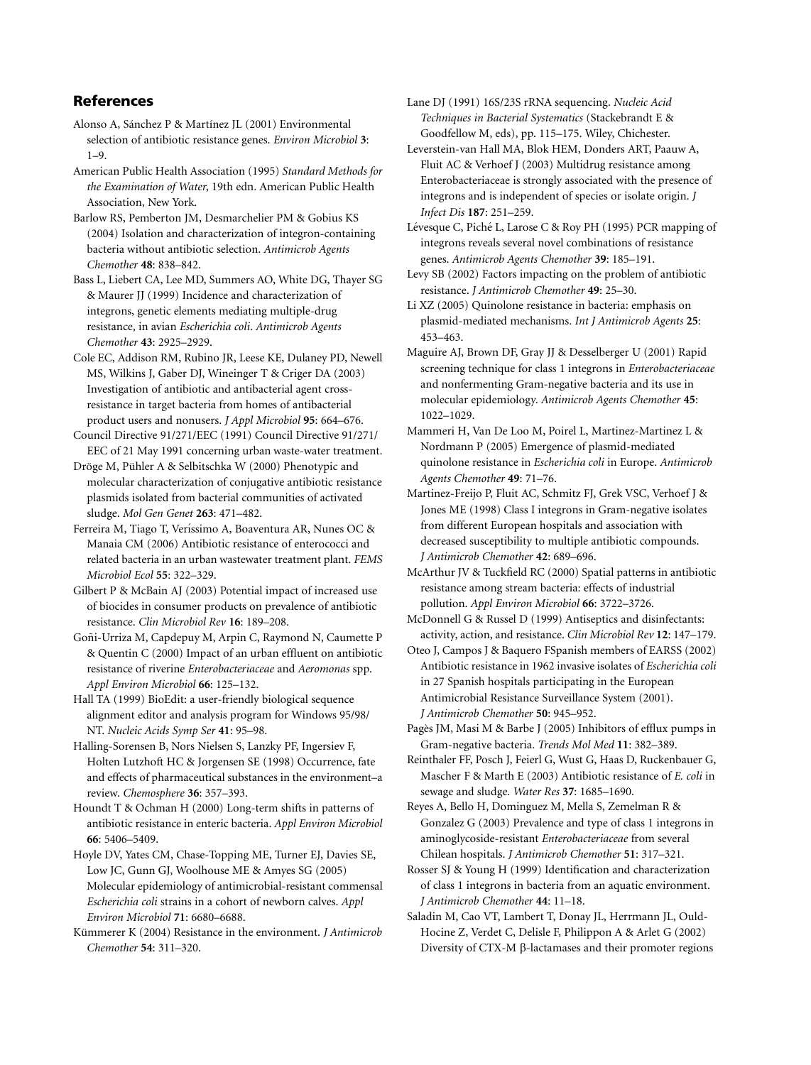## References

Alonso A, Sánchez P & Martínez JL (2001) Environmental selection of antibiotic resistance genes. *Environ Microbiol* **3**: 1–9.

American Public Health Association (1995) *Standard Methods for the Examination of Water*, 19th edn. American Public Health Association, New York.

Barlow RS, Pemberton JM, Desmarchelier PM & Gobius KS (2004) Isolation and characterization of integron-containing bacteria without antibiotic selection. *Antimicrob Agents Chemother* **48**: 838–842.

Bass L, Liebert CA, Lee MD, Summers AO, White DG, Thayer SG & Maurer JJ (1999) Incidence and characterization of integrons, genetic elements mediating multiple-drug resistance, in avian *Escherichia coli*. *Antimicrob Agents Chemother* **43**: 2925–2929.

Cole EC, Addison RM, Rubino JR, Leese KE, Dulaney PD, Newell MS, Wilkins J, Gaber DJ, Wineinger T & Criger DA (2003) Investigation of antibiotic and antibacterial agent cross-resistance in target bacteria from homes of antibacterial product users and nonusers. *J Appl Microbiol* **95**: 664–676.

Council Directive 91/271/EEC (1991) Council Directive 91/271/EEC of 21 May 1991 concerning urban waste-water treatment.

Dröge M, Pühler A & Selbitschka W (2000) Phenotypic and molecular characterization of conjugative antibiotic resistance plasmids isolated from bacterial communities of activated sludge. *Mol Gen Genet* **263**: 471–482.

Ferreira M, Tiago T, Veríssimo A, Boaventura AR, Nunes OC & Manaia CM (2006) Antibiotic resistance of enterococci and related bacteria in an urban wastewater treatment plant. *FEMS Microbiol Ecol* **55**: 322–329.

Gilbert P & McBain AJ (2003) Potential impact of increased use of biocides in consumer products on prevalence of antibiotic resistance. *Clin Microbiol Rev* **16**: 189–208.

Goñi-Urriza M, Capdepuy M, Arpin C, Raymond N, Caumette P & Quentin C (2000) Impact of an urban effluent on antibiotic resistance of riverine *Enterobacteriaceae* and *Aeromonas* spp. *Appl Environ Microbiol* **66**: 125–132.

Hall TA (1999) BioEdit: a user-friendly biological sequence alignment editor and analysis program for Windows 95/98/NT. *Nucleic Acids Symp Ser* **41**: 95–98.

Halling-Sorensen B, Nors Nielsen S, Lanzky PF, Ingersiev F, Holten Lutzhoft HC & Jorgensen SE (1998) Occurrence, fate and effects of pharmaceutical substances in the environment–a review. *Chemosphere* **36**: 357–393.

Houndt T & Ochman H (2000) Long-term shifts in patterns of antibiotic resistance in enteric bacteria. *Appl Environ Microbiol* **66**: 5406–5409.

Hoyle DV, Yates CM, Chase-Topping ME, Turner EJ, Davies SE, Low JC, Gunn GJ, Woolhouse ME & Amyes SG (2005) Molecular epidemiology of antimicrobial-resistant commensal *Escherichia coli* strains in a cohort of newborn calves. *Appl Environ Microbiol* **71**: 6680–6688.

Kümmerer K (2004) Resistance in the environment. *J Antimicrob Chemother* **54**: 311–320.

Lane DJ (1991) 16S/23S rRNA sequencing. *Nucleic Acid Techniques in Bacterial Systematics* (Stackebrandt E & Goodfellow M, eds), pp. 115–175. Wiley, Chichester.

Leverstein-van Hall MA, Blok HEM, Donders ART, Paauw A, Fluit AC & Verhoef J (2003) Multidrug resistance among Enterobacteriaceae is strongly associated with the presence of integrons and is independent of species or isolate origin. *J Infect Dis* **187**: 251–259.

Lévesque C, Piché L, Larose C & Roy PH (1995) PCR mapping of integrons reveals several novel combinations of resistance genes. *Antimicrob Agents Chemother* **39**: 185–191.

Levy SB (2002) Factors impacting on the problem of antibiotic resistance. *J Antimicrob Chemother* **49**: 25–30.

Li XZ (2005) Quinolone resistance in bacteria: emphasis on plasmid-mediated mechanisms. *Int J Antimicrob Agents* **25**: 453–463.

Maguire AJ, Brown DF, Gray JJ & Desselberger U (2001) Rapid screening technique for class 1 integrons in *Enterobacteriaceae* and nonfermenting Gram-negative bacteria and its use in molecular epidemiology. *Antimicrob Agents Chemother* **45**: 1022–1029.

Mammeri H, Van De Loo M, Poirel L, Martinez-Martinez L & Nordmann P (2005) Emergence of plasmid-mediated quinolone resistance in *Escherichia coli* in Europe. *Antimicrob Agents Chemother* **49**: 71–76.

Martinez-Freijo P, Fluit AC, Schmitz FJ, Grek VSC, Verhoef J & Jones ME (1998) Class I integrons in Gram-negative isolates from different European hospitals and association with decreased susceptibility to multiple antibiotic compounds. *J Antimicrob Chemother* **42**: 689–696.

McArthur JV & Tuckfield RC (2000) Spatial patterns in antibiotic resistance among stream bacteria: effects of industrial pollution. *Appl Environ Microbiol* **66**: 3722–3726.

McDonnell G & Russel D (1999) Antiseptics and disinfectants: activity, action, and resistance. *Clin Microbiol Rev* **12**: 147–179.

Oteo J, Campos J & Baquero FSpanish members of EARSS (2002) Antibiotic resistance in 1962 invasive isolates of *Escherichia coli* in 27 Spanish hospitals participating in the European Antimicrobial Resistance Surveillance System (2001). *J Antimicrob Chemother* **50**: 945–952.

Pagès JM, Masi M & Barbe J (2005) Inhibitors of efflux pumps in Gram-negative bacteria. *Trends Mol Med* **11**: 382–389.

Reinthaler FF, Posch J, Feierl G, Wust G, Haas D, Ruckenbauer G, Mascher F & Marth E (2003) Antibiotic resistance of *E. coli* in sewage and sludge. *Water Res* **37**: 1685–1690.

Reyes A, Bello H, Dominguez M, Mella S, Zemelman R & Gonzalez G (2003) Prevalence and type of class 1 integrons in aminoglycoside-resistant *Enterobacteriaceae* from several Chilean hospitals. *J Antimicrob Chemother* **51**: 317–321.

Rosser SJ & Young H (1999) Identification and characterization of class 1 integrons in bacteria from an aquatic environment. *J Antimicrob Chemother* **44**: 11–18.

Saladin M, Cao VT, Lambert T, Donay JL, Herrmann JL, Ould-Hocine Z, Verdet C, Delisle F, Philippon A & Arlet G (2002) Diversity of CTX-M β-lactamases and their promoter regions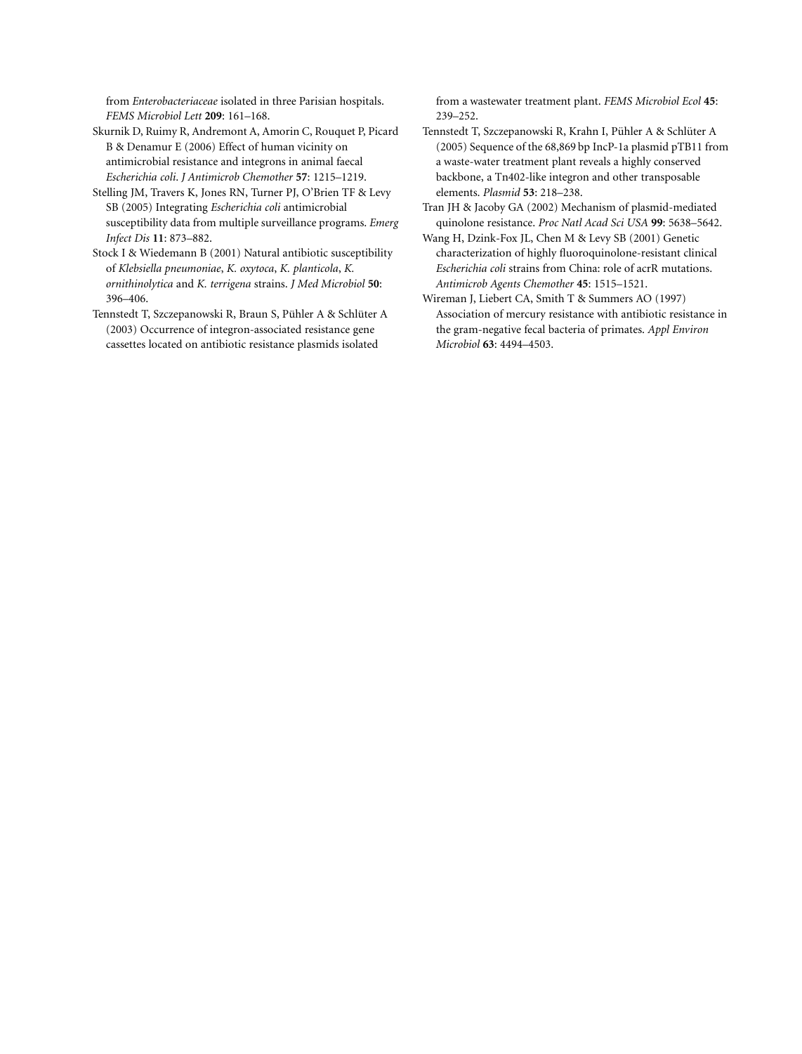from *Enterobacteriaceae* isolated in three Parisian hospitals. *FEMS Microbiol Lett* **209**: 161–168.

Skurnik D, Ruimy R, Andremont A, Amorin C, Rouquet P, Picard B & Denamur E (2006) Effect of human vicinity on antimicrobial resistance and integrons in animal faecal *Escherichia coli*. *J Antimicrob Chemother* **57**: 1215–1219.

Stelling JM, Travers K, Jones RN, Turner PJ, O'Brien TF & Levy SB (2005) Integrating *Escherichia coli* antimicrobial susceptibility data from multiple surveillance programs. *Emerg Infect Dis* **11**: 873–882.

Stock I & Wiedemann B (2001) Natural antibiotic susceptibility of *Klebsiella pneumoniae*, *K. oxytoca*, *K. planticola*, *K. ornithinolytica* and *K. terrigena* strains. *J Med Microbiol* **50**: 396–406.

Tennstedt T, Szczepanowski R, Braun S, Pühler A & Schlüter A (2003) Occurrence of integron-associated resistance gene cassettes located on antibiotic resistance plasmids isolated from a wastewater treatment plant. *FEMS Microbiol Ecol* **45**: 239–252.

Tennstedt T, Szczepanowski R, Krahn I, Pühler A & Schlüter A (2005) Sequence of the 68,869 bp IncP-1a plasmid pTB11 from a waste-water treatment plant reveals a highly conserved backbone, a Tn402-like integron and other transposable elements. *Plasmid* **53**: 218–238.

Tran JH & Jacoby GA (2002) Mechanism of plasmid-mediated quinolone resistance. *Proc Natl Acad Sci USA* **99**: 5638–5642.

Wang H, Dzink-Fox JL, Chen M & Levy SB (2001) Genetic characterization of highly fluoroquinolone-resistant clinical *Escherichia coli* strains from China: role of acrR mutations. *Antimicrob Agents Chemother* **45**: 1515–1521.

Wireman J, Liebert CA, Smith T & Summers AO (1997) Association of mercury resistance with antibiotic resistance in the gram-negative fecal bacteria of primates. *Appl Environ Microbiol* **63**: 4494–4503.